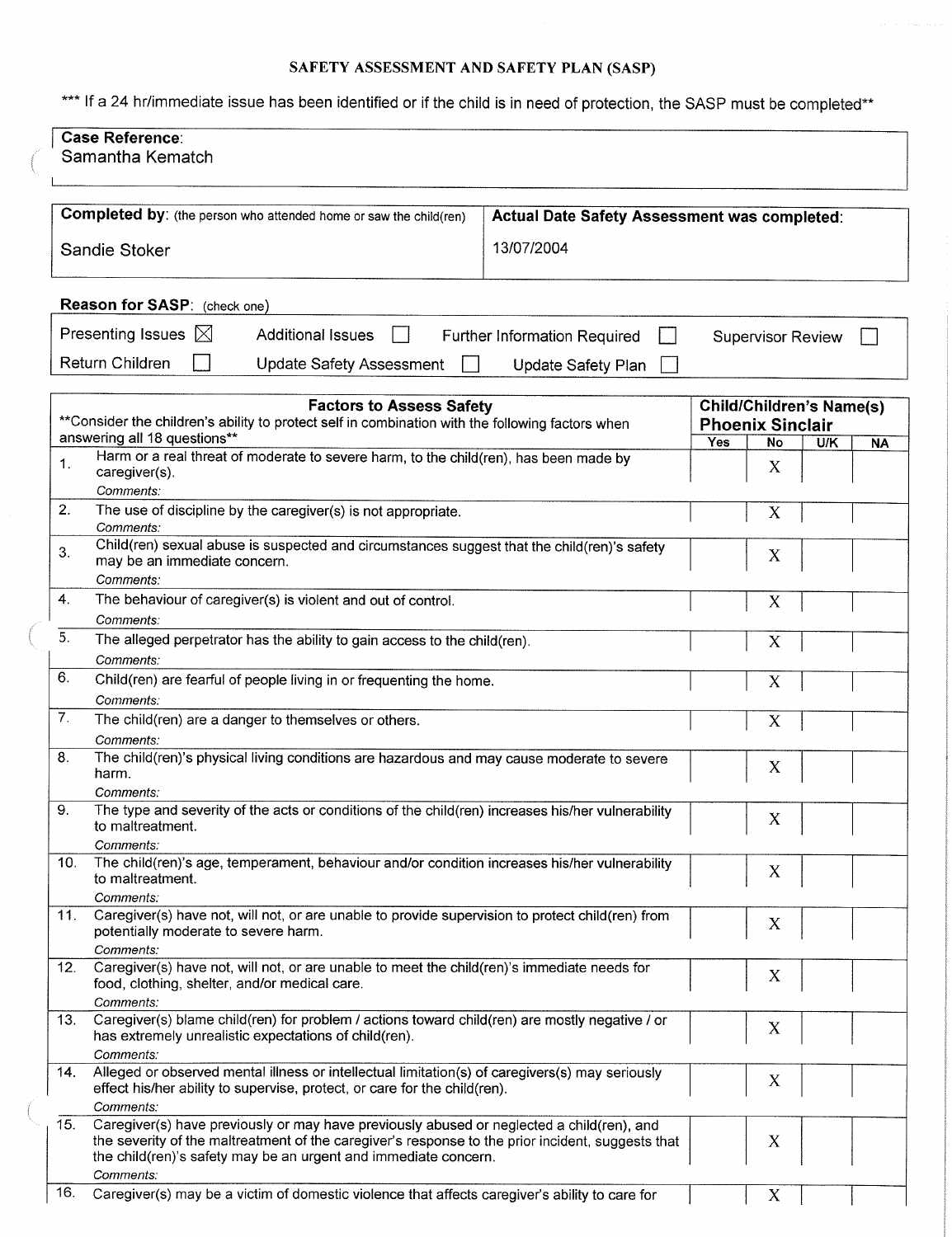# SAFETY ASSESSMENT AND SAFETY PLAN (SASP)

*** If a 24 hr/immediate issue has been identified or if the child is in need of protection, the SASP must be completed**

**Case Reference**:
Samantha Kematch

| **Completed by**: (the person who attended home or saw the child(ren)) | **Actual Date Safety Assessment was completed**: |
|---|---|
| Sandie Stoker | 13/07/2004 |

**Reason for SASP**: (check one)

- Presenting Issues ☒
- Additional Issues ☐
- Further Information Required ☐
- Supervisor Review ☐
- Return Children ☐
- Update Safety Assessment ☐
- Update Safety Plan ☐

| **Factors to Assess Safety**<br>**Consider the children's ability to protect self in combination with the following factors when answering all 18 questions** | **Child/Children's Name(s)**<br>**Phoenix Sinclair** | | | |
|---|---|---|---|---|
| | **Yes** | **No** | **U/K** | **NA** |
| 1. Harm or a real threat of moderate to severe harm, to the child(ren), has been made by caregiver(s).<br>*Comments:* | | X | | |
| 2. The use of discipline by the caregiver(s) is not appropriate.<br>*Comments:* | | X | | |
| 3. Child(ren) sexual abuse is suspected and circumstances suggest that the child(ren)'s safety may be an immediate concern.<br>*Comments:* | | X | | |
| 4. The behaviour of caregiver(s) is violent and out of control.<br>*Comments:* | | X | | |
| 5. The alleged perpetrator has the ability to gain access to the child(ren).<br>*Comments:* | | X | | |
| 6. Child(ren) are fearful of people living in or frequenting the home.<br>*Comments:* | | X | | |
| 7. The child(ren) are a danger to themselves or others.<br>*Comments:* | | X | | |
| 8. The child(ren)'s physical living conditions are hazardous and may cause moderate to severe harm.<br>*Comments:* | | X | | |
| 9. The type and severity of the acts or conditions of the child(ren) increases his/her vulnerability to maltreatment.<br>*Comments:* | | X | | |
| 10. The child(ren)'s age, temperament, behaviour and/or condition increases his/her vulnerability to maltreatment.<br>*Comments:* | | X | | |
| 11. Caregiver(s) have not, will not, or are unable to provide supervision to protect child(ren) from potentially moderate to severe harm.<br>*Comments:* | | X | | |
| 12. Caregiver(s) have not, will not, or are unable to meet the child(ren)'s immediate needs for food, clothing, shelter, and/or medical care.<br>*Comments:* | | X | | |
| 13. Caregiver(s) blame child(ren) for problem / actions toward child(ren) are mostly negative / or has extremely unrealistic expectations of child(ren).<br>*Comments:* | | X | | |
| 14. Alleged or observed mental illness or intellectual limitation(s) of caregivers(s) may seriously effect his/her ability to supervise, protect, or care for the child(ren).<br>*Comments:* | | X | | |
| 15. Caregiver(s) have previously or may have previously abused or neglected a child(ren), and the severity of the maltreatment of the caregiver's response to the prior incident, suggests that the child(ren)'s safety may be an urgent and immediate concern.<br>*Comments:* | | X | | |
| 16. Caregiver(s) may be a victim of domestic violence that affects caregiver's ability to care for | | X | | |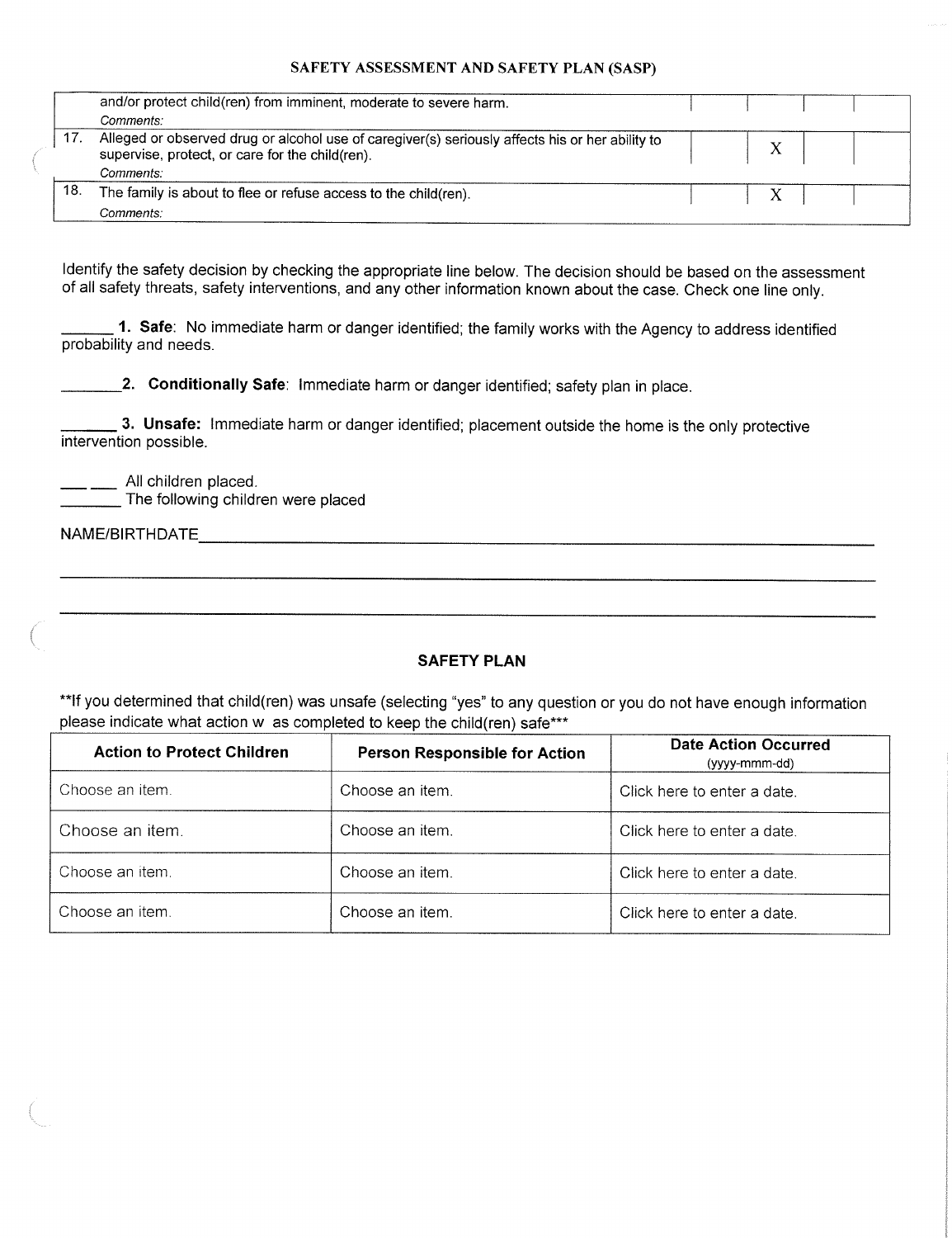## SAFETY ASSESSMENT AND SAFETY PLAN (SASP)

| | | | | | |
|---|---|---|---|---|---|
| | and/or protect child(ren) from imminent, moderate to severe harm. *Comments:* | | | | |
| 17. | Alleged or observed drug or alcohol use of caregiver(s) seriously affects his or her ability to supervise, protect, or care for the child(ren). *Comments:* | | X | | |
| 18. | The family is about to flee or refuse access to the child(ren). *Comments:* | | X | | |

Identify the safety decision by checking the appropriate line below. The decision should be based on the assessment of all safety threats, safety interventions, and any other information known about the case. Check one line only.

______ **1. Safe**: No immediate harm or danger identified; the family works with the Agency to address identified probability and needs.

________**2. Conditionally Safe**: Immediate harm or danger identified; safety plan in place.

______ **3. Unsafe:** Immediate harm or danger identified; placement outside the home is the only protective intervention possible.

___ ___ All children placed.

_______ The following children were placed

NAME/BIRTHDATE________________________________________________

________________________________________________

________________________________________________

### SAFETY PLAN

**If you determined that child(ren) was unsafe (selecting "yes" to any question or you do not have enough information please indicate what action w as completed to keep the child(ren) safe***

| Action to Protect Children | Person Responsible for Action | Date Action Occurred (yyyy-mmm-dd) |
|---|---|---|
| Choose an item. | Choose an item. | Click here to enter a date. |
| Choose an item. | Choose an item. | Click here to enter a date. |
| Choose an item. | Choose an item. | Click here to enter a date. |
| Choose an item. | Choose an item. | Click here to enter a date. |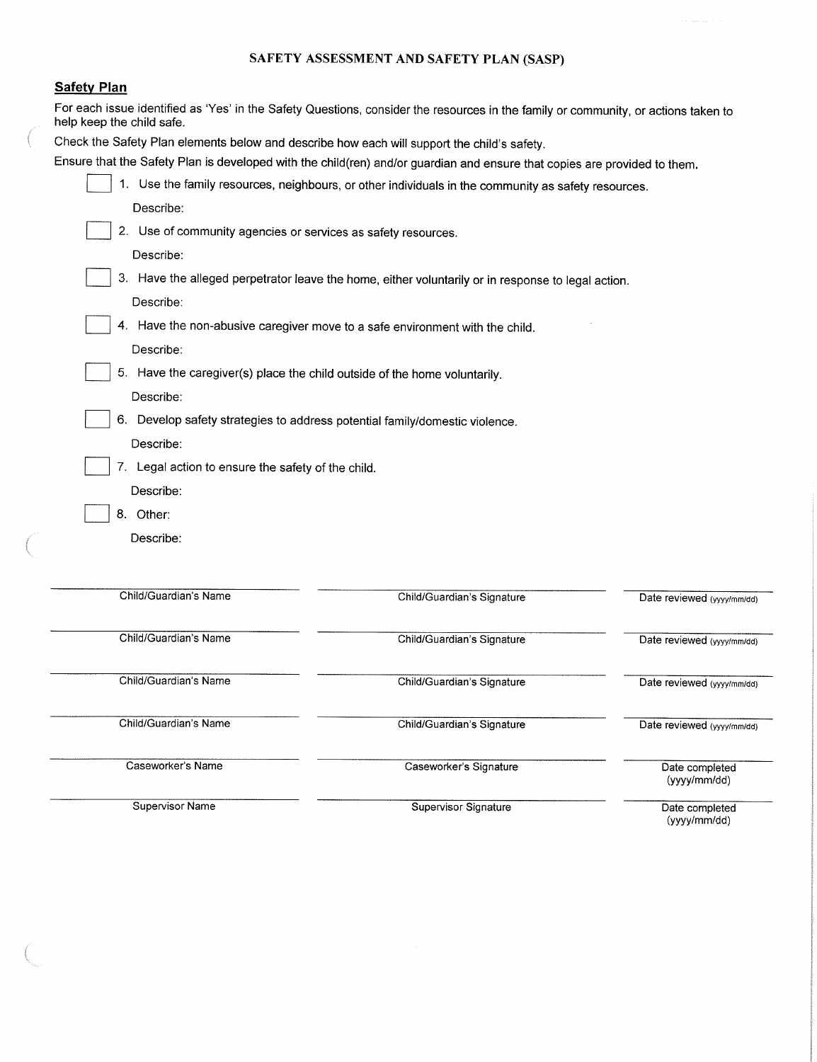## SAFETY ASSESSMENT AND SAFETY PLAN (SASP)

### Safety Plan

For each issue identified as 'Yes' in the Safety Questions, consider the resources in the family or community, or actions taken to help keep the child safe.

Check the Safety Plan elements below and describe how each will support the child's safety.

Ensure that the Safety Plan is developed with the child(ren) and/or guardian and ensure that copies are provided to them.

- [ ] 1. Use the family resources, neighbours, or other individuals in the community as safety resources.

  Describe:

- [ ] 2. Use of community agencies or services as safety resources.

  Describe:

- [ ] 3. Have the alleged perpetrator leave the home, either voluntarily or in response to legal action.

  Describe:

- [ ] 4. Have the non-abusive caregiver move to a safe environment with the child.

  Describe:

- [ ] 5. Have the caregiver(s) place the child outside of the home voluntarily.

  Describe:

- [ ] 6. Develop safety strategies to address potential family/domestic violence.

  Describe:

- [ ] 7. Legal action to ensure the safety of the child.

  Describe:

- [ ] 8. Other:

  Describe:

| | | |
|---|---|---|
| Child/Guardian's Name | Child/Guardian's Signature | Date reviewed (yyyy/mm/dd) |
| Child/Guardian's Name | Child/Guardian's Signature | Date reviewed (yyyy/mm/dd) |
| Child/Guardian's Name | Child/Guardian's Signature | Date reviewed (yyyy/mm/dd) |
| Child/Guardian's Name | Child/Guardian's Signature | Date reviewed (yyyy/mm/dd) |
| Caseworker's Name | Caseworker's Signature | Date completed (yyyy/mm/dd) |
| Supervisor Name | Supervisor Signature | Date completed (yyyy/mm/dd) |